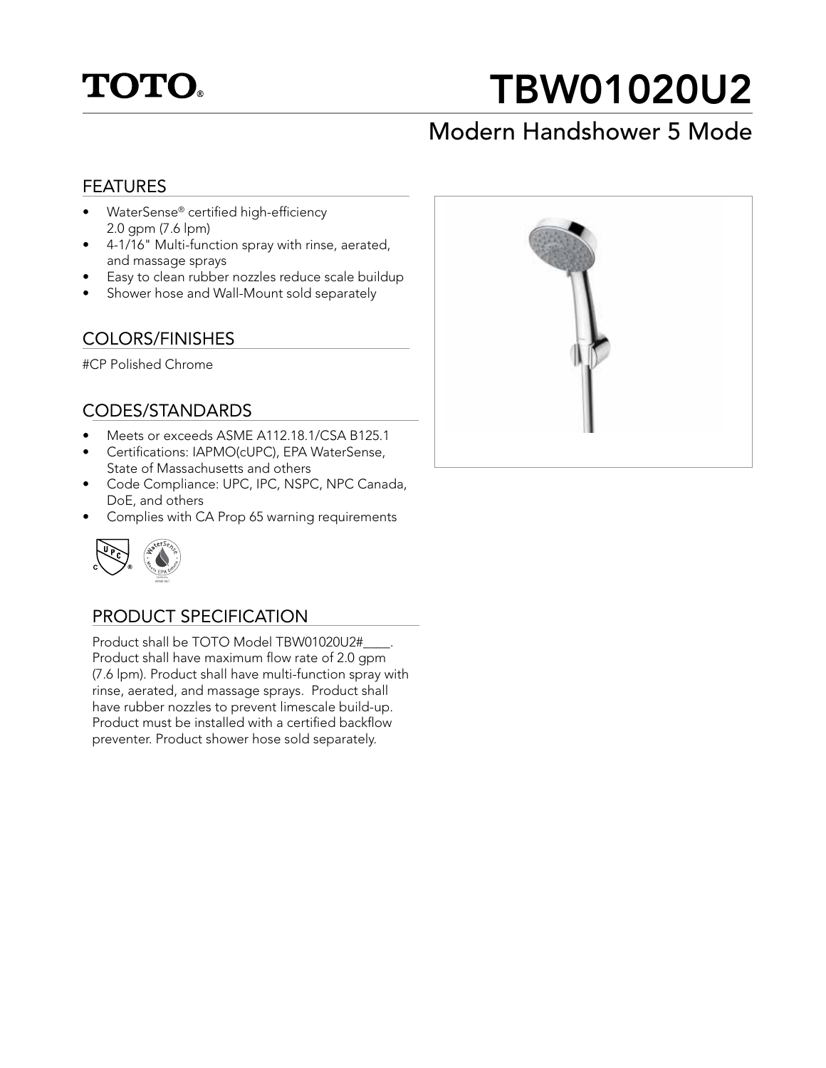# TOTO®

# TBW01020U2

## Modern Handshower 5 Mode

### FEATURES

- WaterSense® certified high-efficiency 2.0 gpm (7.6 lpm)
- 4-1/16" Multi-function spray with rinse, aerated, and massage sprays
- Easy to clean rubber nozzles reduce scale buildup
- Shower hose and Wall-Mount sold separately

### COLORS/FINISHES

#CP Polished Chrome

### CODES/STANDARDS

- Meets or exceeds ASME A112.18.1/CSA B125.1
- Certifications: IAPMO(cUPC), EPA WaterSense, State of Massachusetts and others
- Code Compliance: UPC, IPC, NSPC, NPC Canada, DoE, and others
- Complies with CA Prop 65 warning requirements

### PRODUCT SPECIFICATION

Product shall be TOTO Model TBW01020U2#____. Product shall have maximum flow rate of 2.0 gpm (7.6 lpm). Product shall have multi-function spray with rinse, aerated, and massage sprays. Product shall have rubber nozzles to prevent limescale build-up. Product must be installed with a certified backflow preventer. Product shower hose sold separately.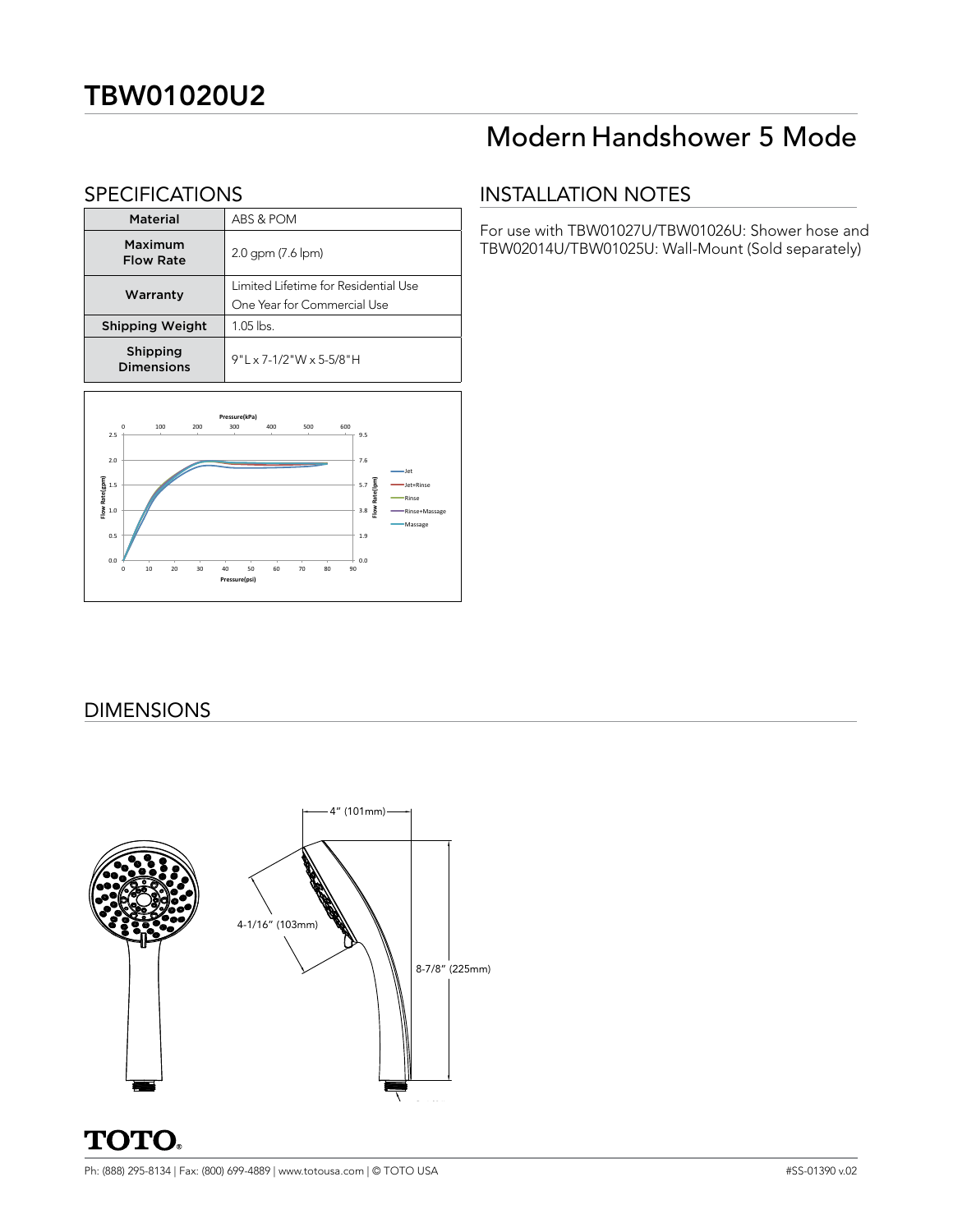# TBW01020U2

## Modern Handshower 5 Mode

### SPECIFICATIONS

| | |
|---|---|
| **Material** | ABS & POM |
| **Maximum Flow Rate** | 2.0 gpm (7.6 lpm) |
| **Warranty** | Limited Lifetime for Residential Use<br>One Year for Commercial Use |
| **Shipping Weight** | 1.05 lbs. |
| **Shipping Dimensions** | 9"L x 7-1/2"W x 5-5/8"H |

Pressure(kPa)
0 100 200 300 400 500 600
Flow Rate(gpm)
2.5 2.0 1.5 1.0 0.5 0.0
Flow Rate(lpm)
9.5 7.6 5.7 3.8 1.9 0.0
0 10 20 30 40 50 60 70 80 90
Pressure(psi)
Jet
Jet+Rinse
Rinse
Rinse+Massage
Massage

### INSTALLATION NOTES

For use with TBW01027U/TBW01026U: Shower hose and TBW02014U/TBW01025U: Wall-Mount (Sold separately)

### DIMENSIONS

4" (101mm)

4-1/16" (103mm)

8-7/8" (225mm)

TOTO

Ph: (888) 295-8134 | Fax: (800) 699-4889 | www.totousa.com | © TOTO USA

#SS-01390 v.02